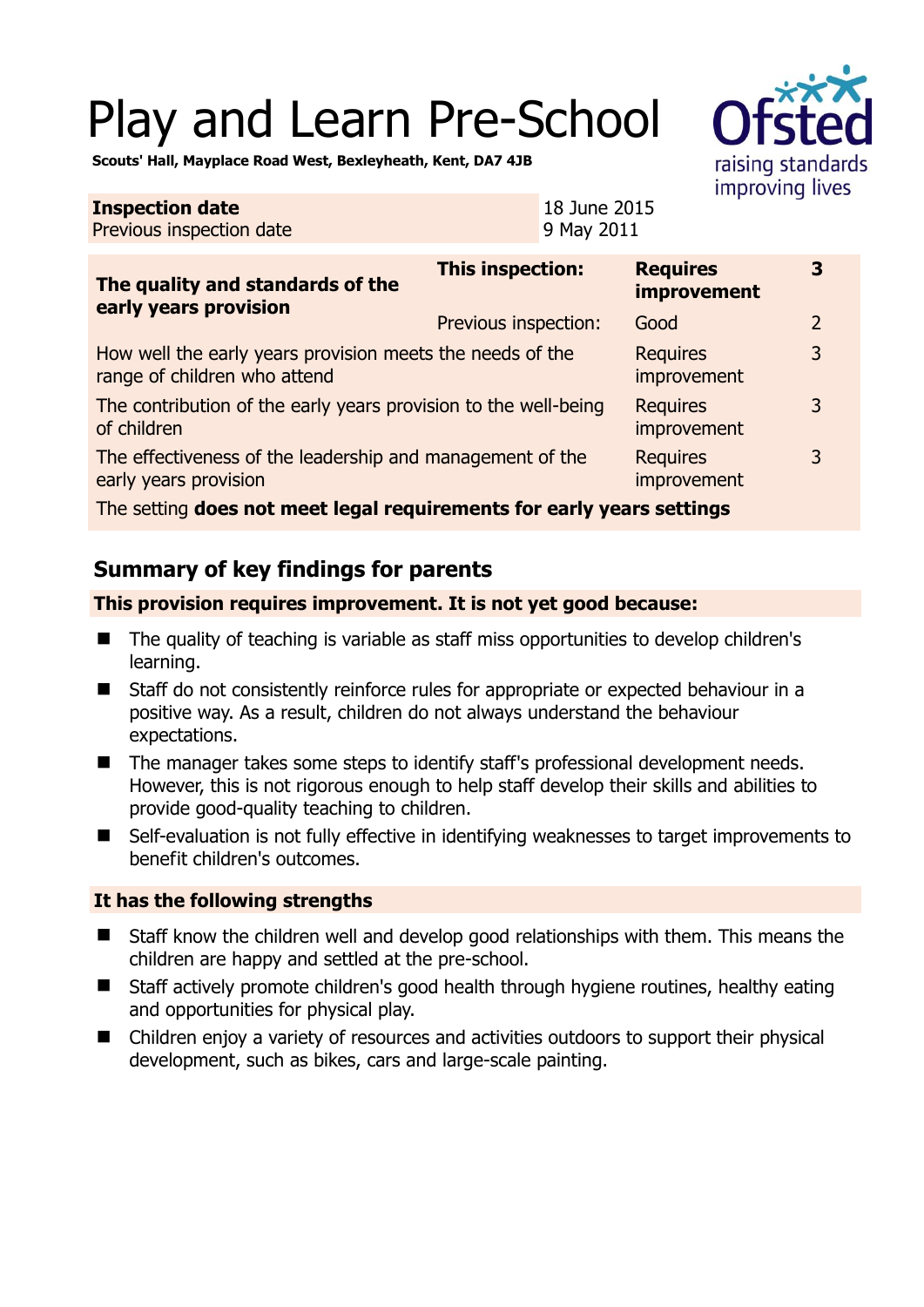# Play and Learn Pre-School

**Scouts' Hall, Mayplace Road West, Bexleyheath, Kent, DA7 4JB**

| | |
|---|---|
| **Inspection date** | 18 June 2015 |
| Previous inspection date | 9 May 2011 |

| | | | |
|---|---|---|---|
| **The quality and standards of the early years provision** | **This inspection:** | **Requires improvement** | **3** |
| | Previous inspection: | Good | 2 |
| How well the early years provision meets the needs of the range of children who attend | | Requires improvement | 3 |
| The contribution of the early years provision to the well-being of children | | Requires improvement | 3 |
| The effectiveness of the leadership and management of the early years provision | | Requires improvement | 3 |
| The setting **does not meet legal requirements for early years settings** | | | |

## Summary of key findings for parents

**This provision requires improvement. It is not yet good because:**

- The quality of teaching is variable as staff miss opportunities to develop children's learning.
- Staff do not consistently reinforce rules for appropriate or expected behaviour in a positive way. As a result, children do not always understand the behaviour expectations.
- The manager takes some steps to identify staff's professional development needs. However, this is not rigorous enough to help staff develop their skills and abilities to provide good-quality teaching to children.
- Self-evaluation is not fully effective in identifying weaknesses to target improvements to benefit children's outcomes.

**It has the following strengths**

- Staff know the children well and develop good relationships with them. This means the children are happy and settled at the pre-school.
- Staff actively promote children's good health through hygiene routines, healthy eating and opportunities for physical play.
- Children enjoy a variety of resources and activities outdoors to support their physical development, such as bikes, cars and large-scale painting.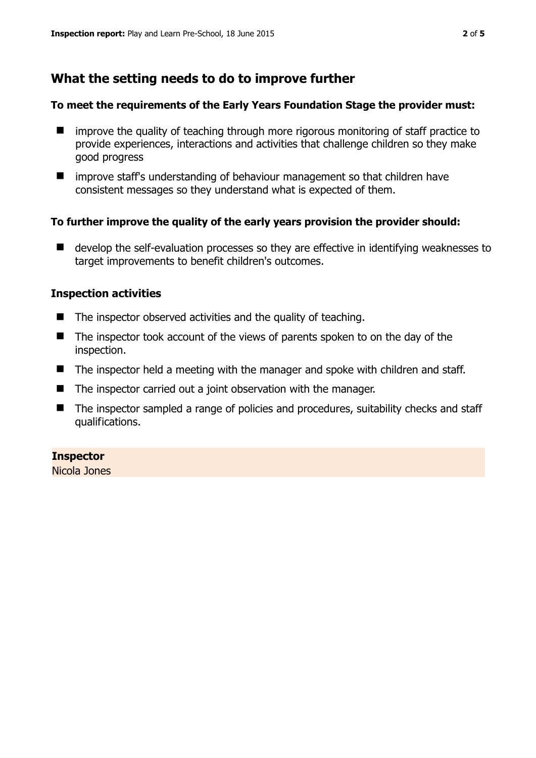## What the setting needs to do to improve further

**To meet the requirements of the Early Years Foundation Stage the provider must:**

- improve the quality of teaching through more rigorous monitoring of staff practice to provide experiences, interactions and activities that challenge children so they make good progress
- improve staff's understanding of behaviour management so that children have consistent messages so they understand what is expected of them.

**To further improve the quality of the early years provision the provider should:**

- develop the self-evaluation processes so they are effective in identifying weaknesses to target improvements to benefit children's outcomes.

### Inspection activities

- The inspector observed activities and the quality of teaching.
- The inspector took account of the views of parents spoken to on the day of the inspection.
- The inspector held a meeting with the manager and spoke with children and staff.
- The inspector carried out a joint observation with the manager.
- The inspector sampled a range of policies and procedures, suitability checks and staff qualifications.

**Inspector**
Nicola Jones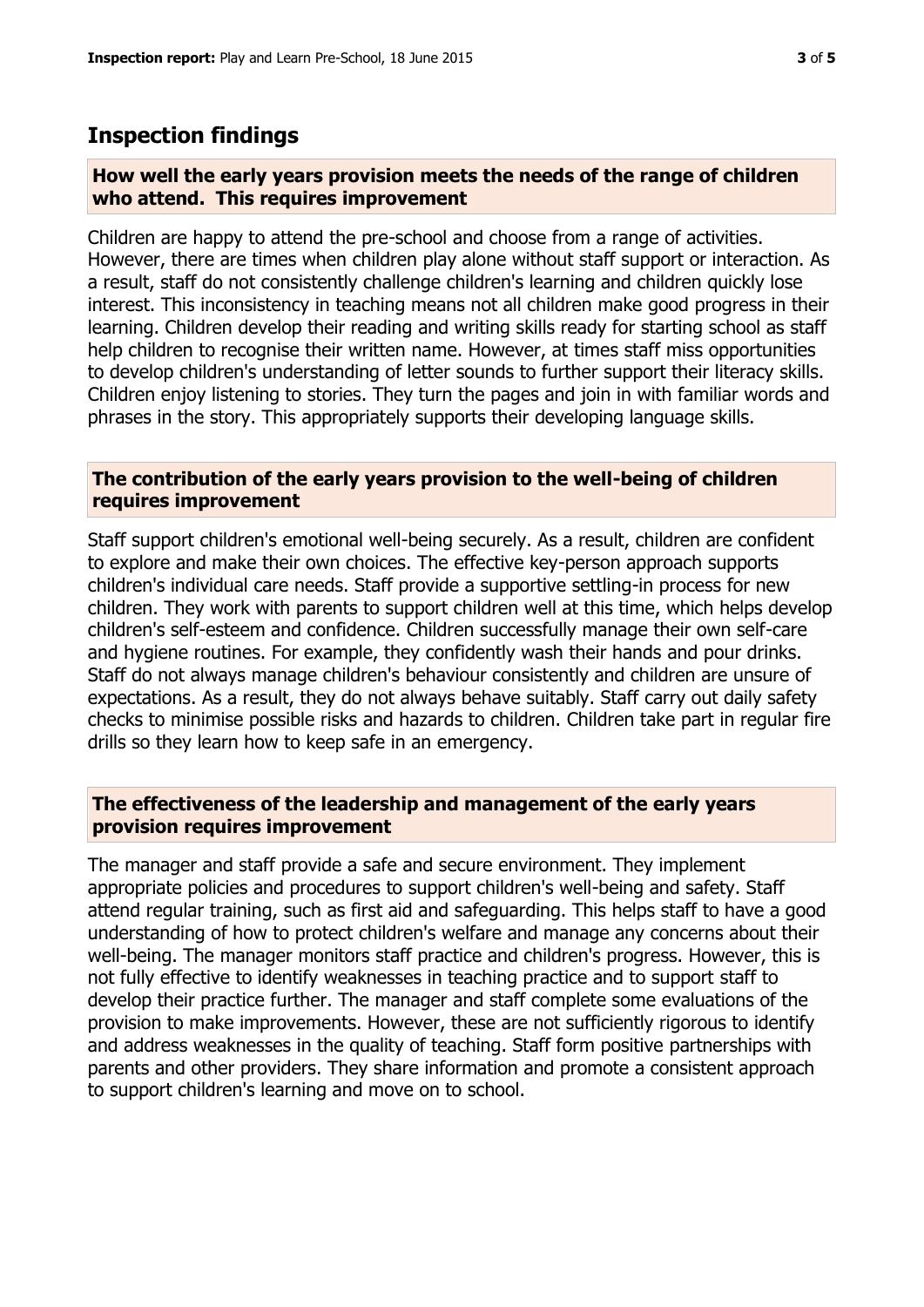## Inspection findings

### How well the early years provision meets the needs of the range of children who attend. This requires improvement

Children are happy to attend the pre-school and choose from a range of activities. However, there are times when children play alone without staff support or interaction. As a result, staff do not consistently challenge children's learning and children quickly lose interest. This inconsistency in teaching means not all children make good progress in their learning. Children develop their reading and writing skills ready for starting school as staff help children to recognise their written name. However, at times staff miss opportunities to develop children's understanding of letter sounds to further support their literacy skills. Children enjoy listening to stories. They turn the pages and join in with familiar words and phrases in the story. This appropriately supports their developing language skills.

### The contribution of the early years provision to the well-being of children requires improvement

Staff support children's emotional well-being securely. As a result, children are confident to explore and make their own choices. The effective key-person approach supports children's individual care needs. Staff provide a supportive settling-in process for new children. They work with parents to support children well at this time, which helps develop children's self-esteem and confidence. Children successfully manage their own self-care and hygiene routines. For example, they confidently wash their hands and pour drinks. Staff do not always manage children's behaviour consistently and children are unsure of expectations. As a result, they do not always behave suitably. Staff carry out daily safety checks to minimise possible risks and hazards to children. Children take part in regular fire drills so they learn how to keep safe in an emergency.

### The effectiveness of the leadership and management of the early years provision requires improvement

The manager and staff provide a safe and secure environment. They implement appropriate policies and procedures to support children's well-being and safety. Staff attend regular training, such as first aid and safeguarding. This helps staff to have a good understanding of how to protect children's welfare and manage any concerns about their well-being. The manager monitors staff practice and children's progress. However, this is not fully effective to identify weaknesses in teaching practice and to support staff to develop their practice further. The manager and staff complete some evaluations of the provision to make improvements. However, these are not sufficiently rigorous to identify and address weaknesses in the quality of teaching. Staff form positive partnerships with parents and other providers. They share information and promote a consistent approach to support children's learning and move on to school.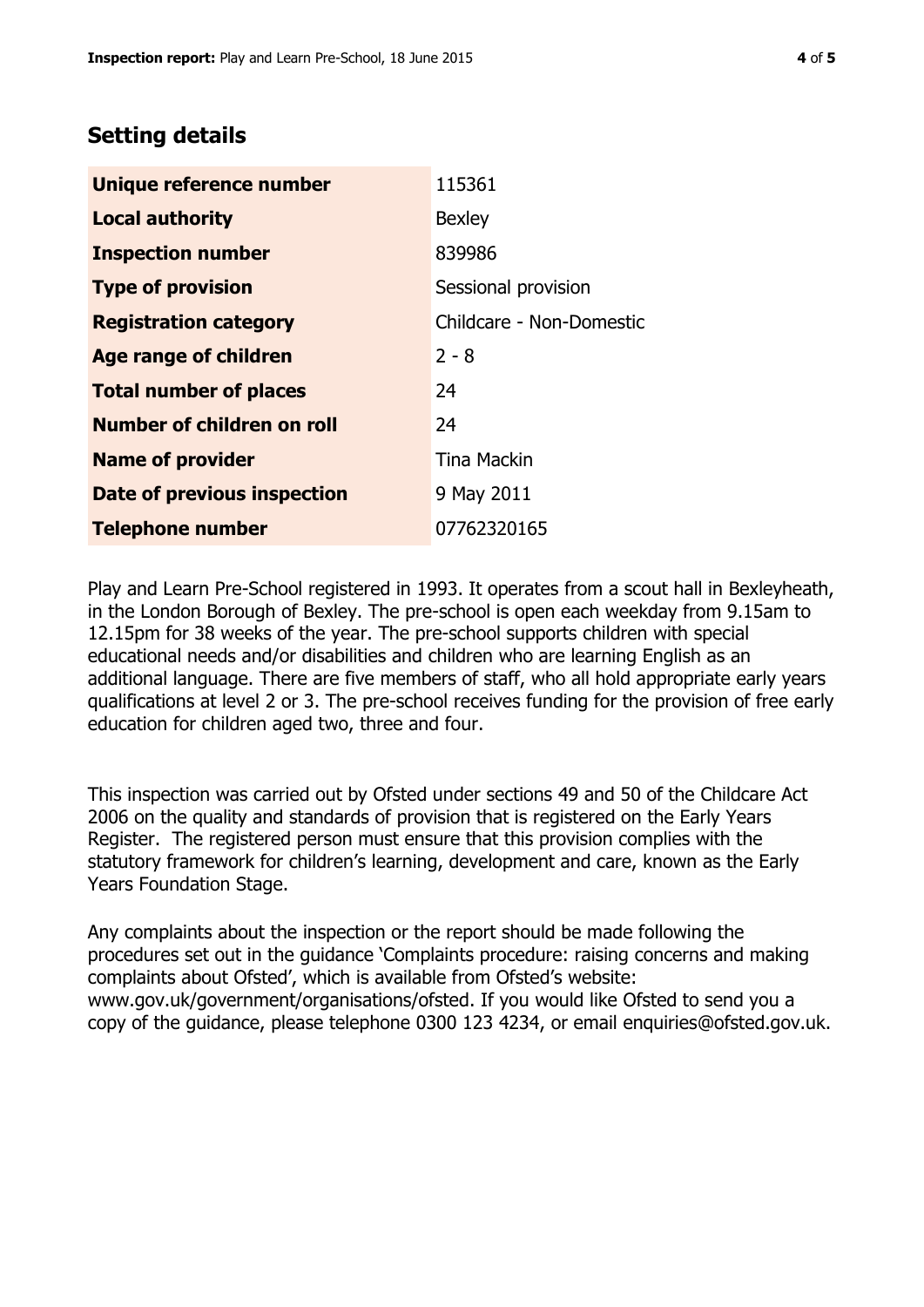## Setting details

| | |
|---|---|
| **Unique reference number** | 115361 |
| **Local authority** | Bexley |
| **Inspection number** | 839986 |
| **Type of provision** | Sessional provision |
| **Registration category** | Childcare - Non-Domestic |
| **Age range of children** | 2 - 8 |
| **Total number of places** | 24 |
| **Number of children on roll** | 24 |
| **Name of provider** | Tina Mackin |
| **Date of previous inspection** | 9 May 2011 |
| **Telephone number** | 07762320165 |

Play and Learn Pre-School registered in 1993. It operates from a scout hall in Bexleyheath, in the London Borough of Bexley. The pre-school is open each weekday from 9.15am to 12.15pm for 38 weeks of the year. The pre-school supports children with special educational needs and/or disabilities and children who are learning English as an additional language. There are five members of staff, who all hold appropriate early years qualifications at level 2 or 3. The pre-school receives funding for the provision of free early education for children aged two, three and four.

This inspection was carried out by Ofsted under sections 49 and 50 of the Childcare Act 2006 on the quality and standards of provision that is registered on the Early Years Register. The registered person must ensure that this provision complies with the statutory framework for children's learning, development and care, known as the Early Years Foundation Stage.

Any complaints about the inspection or the report should be made following the procedures set out in the guidance 'Complaints procedure: raising concerns and making complaints about Ofsted', which is available from Ofsted's website: www.gov.uk/government/organisations/ofsted. If you would like Ofsted to send you a copy of the guidance, please telephone 0300 123 4234, or email enquiries@ofsted.gov.uk.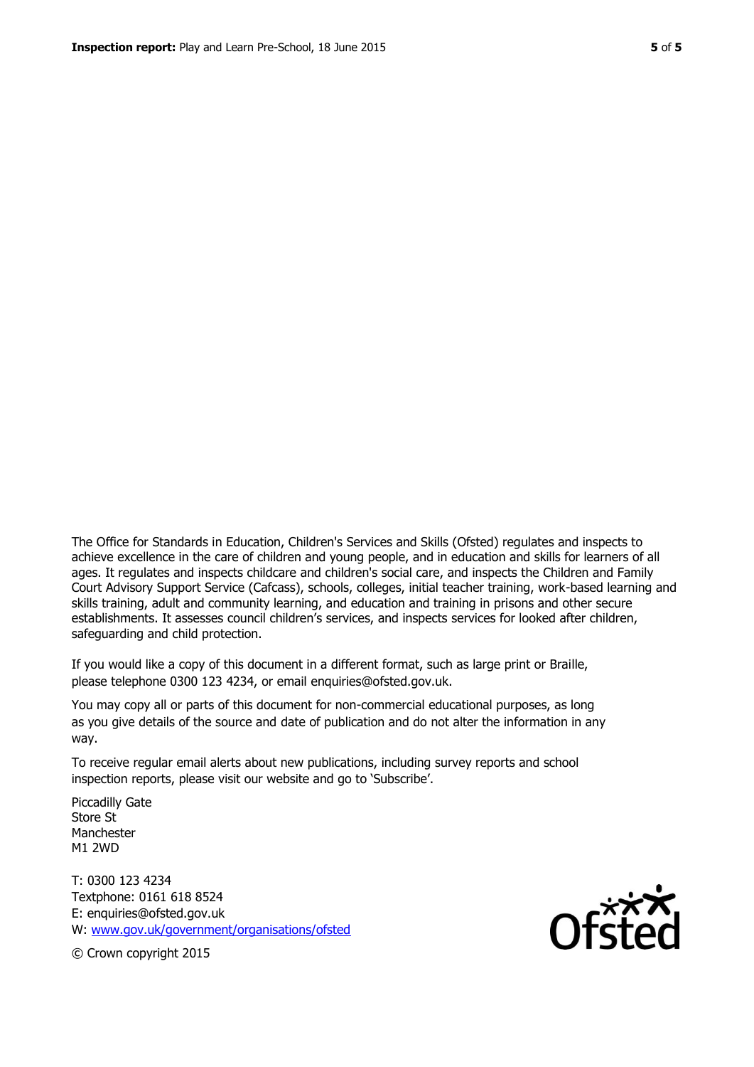The Office for Standards in Education, Children's Services and Skills (Ofsted) regulates and inspects to achieve excellence in the care of children and young people, and in education and skills for learners of all ages. It regulates and inspects childcare and children's social care, and inspects the Children and Family Court Advisory Support Service (Cafcass), schools, colleges, initial teacher training, work-based learning and skills training, adult and community learning, and education and training in prisons and other secure establishments. It assesses council children's services, and inspects services for looked after children, safeguarding and child protection.

If you would like a copy of this document in a different format, such as large print or Braille, please telephone 0300 123 4234, or email enquiries@ofsted.gov.uk.

You may copy all or parts of this document for non-commercial educational purposes, as long as you give details of the source and date of publication and do not alter the information in any way.

To receive regular email alerts about new publications, including survey reports and school inspection reports, please visit our website and go to 'Subscribe'.

Piccadilly Gate
Store St
Manchester
M1 2WD

T: 0300 123 4234
Textphone: 0161 618 8524
E: enquiries@ofsted.gov.uk
W: [www.gov.uk/government/organisations/ofsted](www.gov.uk/government/organisations/ofsted)

© Crown copyright 2015

Ofsted